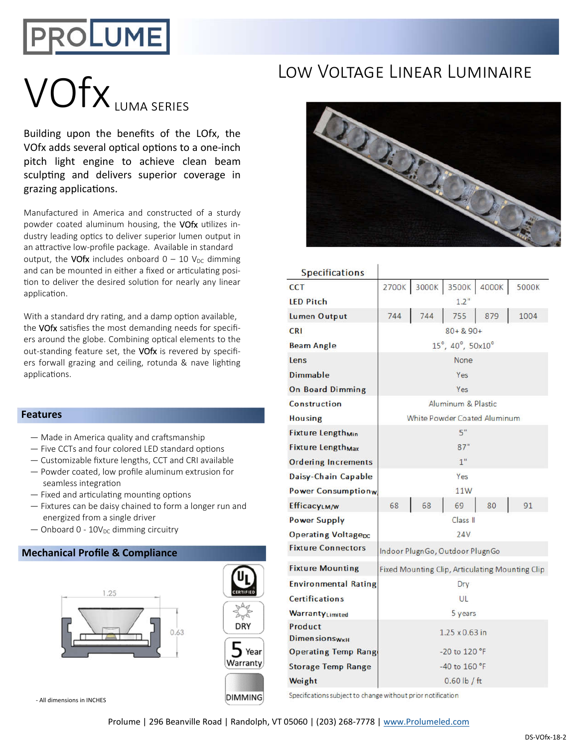# VOfx LUMA SERIES

## Low Voltage Linear Luminaire

Building upon the benefits of the LOfx, the VOfx adds several optical options to a one-inch pitch light engine to achieve clean beam sculpting and delivers superior coverage in grazing applications.

Manufactured in America and constructed of a sturdy powder coated aluminum housing, the **VOfx** utilizes industry leading optics to deliver superior lumen output in an attractive low-profile package. Available in standard output, the **VOfx** includes onboard 0 – 10 $V_{DC}$ dimming and can be mounted in either a fixed or articulating position to deliver the desired solution for nearly any linear application.

With a standard dry rating, and a damp option available, the **VOfx** satisfies the most demanding needs for specifiers around the globe. Combining optical elements to the out-standing feature set, the **VOfx** is revered by specifiers forwall grazing and ceiling, rotunda & nave lighting applications.

## Features

- Made in America quality and craftsmanship
- Five CCTs and four colored LED standard options
- Customizable fixture lengths, CCT and CRI available
- Powder coated, low profile aluminum extrusion for seamless integration
- Fixed and articulating mounting options
- Fixtures can be daisy chained to form a longer run and energized from a single driver
- Onboard 0 - 10$V_{DC}$ dimming circuitry

## Mechanical Profile & Compliance

1.25

0.63

- All dimensions in INCHES

UL CERTIFIED

DRY

5 Year Warranty

DIMMING

## Specifications

| Specifications | | | | | |
|---|---|---|---|---|---|
| CCT | 2700K | 3000K | 3500K | 4000K | 5000K |
| LED Pitch | 1.2" | | | | |
| Lumen Output | 744 | 744 | 755 | 879 | 1004 |
| CRI | 80+ & 90+ | | | | |
| Beam Angle | 15°, 40°, 50x10° | | | | |
| Lens | None | | | | |
| Dimmable | Yes | | | | |
| On Board Dimming | Yes | | | | |
| Construction | Aluminum & Plastic | | | | |
| Housing | White Powder Coated Aluminum | | | | |
| Fixture Length$_{Min}$ | 5" | | | | |
| Fixture Length$_{Max}$ | 87" | | | | |
| Ordering Increments | 1" | | | | |
| Daisy-Chain Capable | Yes | | | | |
| Power Consumption$_{W}$ | 11W | | | | |
| Efficacy$_{LM/W}$ | 68 | 68 | 69 | 80 | 91 |
| Power Supply | Class II | | | | |
| Operating Voltage$_{DC}$ | 24V | | | | |
| Fixture Connectors | Indoor PlugnGo, Outdoor PlugnGo | | | | |
| Fixture Mounting | Fixed Mounting Clip, Articulating Mounting Clip | | | | |
| Environmental Rating | Dry | | | | |
| Certifications | UL | | | | |
| Warranty$_{Limited}$ | 5 years | | | | |
| Product Dimensions$_{WxH}$ | 1.25 x 0.63 in | | | | |
| Operating Temp Range | -20 to 120 °F | | | | |
| Storage Temp Range | -40 to 160 °F | | | | |
| Weight | 0.60 lb / ft | | | | |

Specifications subject to change without prior notification

Prolume | 296 Beanville Road | Randolph, VT 05060 | (203) 268-7778 | www.Prolumeled.com

DS-VOfx-18-2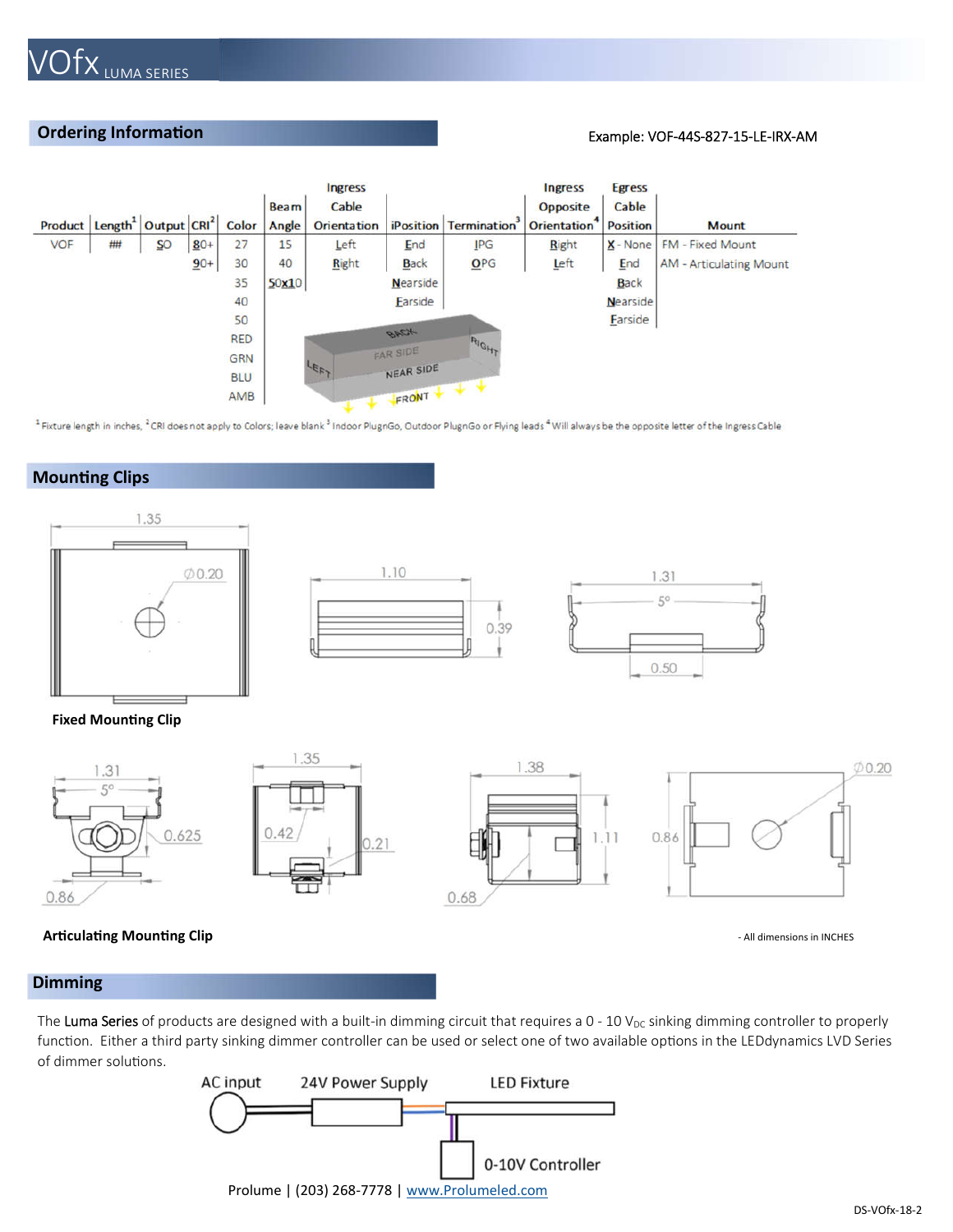## Ordering Information

Example: VOF-44S-827-15-LE-IRX-AM

| Product | Length[1] | Output | CRI[2] | Color | Beam Angle | Ingress Cable Orientation | iPosition | Termination[3] | Ingress Opposite Orientation[4] | Egress Cable Position | Mount |
|---|---|---|---|---|---|---|---|---|---|---|---|
| VOF | ## | SO | 80+ | 27 | 15 | Left | End | IPG | Right | X - None | FM - Fixed Mount |
| | | | 90+ | 30 | 40 | Right | Back | OPG | Left | End | AM - Articulating Mount |
| | | | | 35 | 50x10 | | Nearside | | | Back | |
| | | | | 40 | | | Farside | | | Nearside | |
| | | | | 50 | | | | | | Farside | |
| | | | | RED | | | | | | | |
| | | | | GRN | | | | | | | |
| | | | | BLU | | | | | | | |
| | | | | AMB | | | | | | | |

BACK
FAR SIDE
RIGHT
LEFT
NEAR SIDE
FRONT

[1] Fixture length in inches, [2] CRI does not apply to Colors; leave blank [3] Indoor PlugnGo, Outdoor PlugnGo or Flying leads [4] Will always be the opposite letter of the Ingress Cable

## Mounting Clips

1.35
Ø0.20
1.10
0.39
1.31
5°
0.50

**Fixed Mounting Clip**

1.31
5°
0.625
0.86
1.35
0.42
0.21
1.38
1.11
0.68
0.86
Ø0.20

**Articulating Mounting Clip**

- All dimensions in INCHES

## Dimming

The Luma Series of products are designed with a built-in dimming circuit that requires a 0 - 10 $V_{DC}$ sinking dimming controller to properly function. Either a third party sinking dimmer controller can be used or select one of two available options in the LEDdynamics LVD Series of dimmer solutions.

AC input
24V Power Supply
LED Fixture
0-10V Controller

Prolume | (203) 268-7778 | www.Prolumeled.com

DS-VOfx-18-2